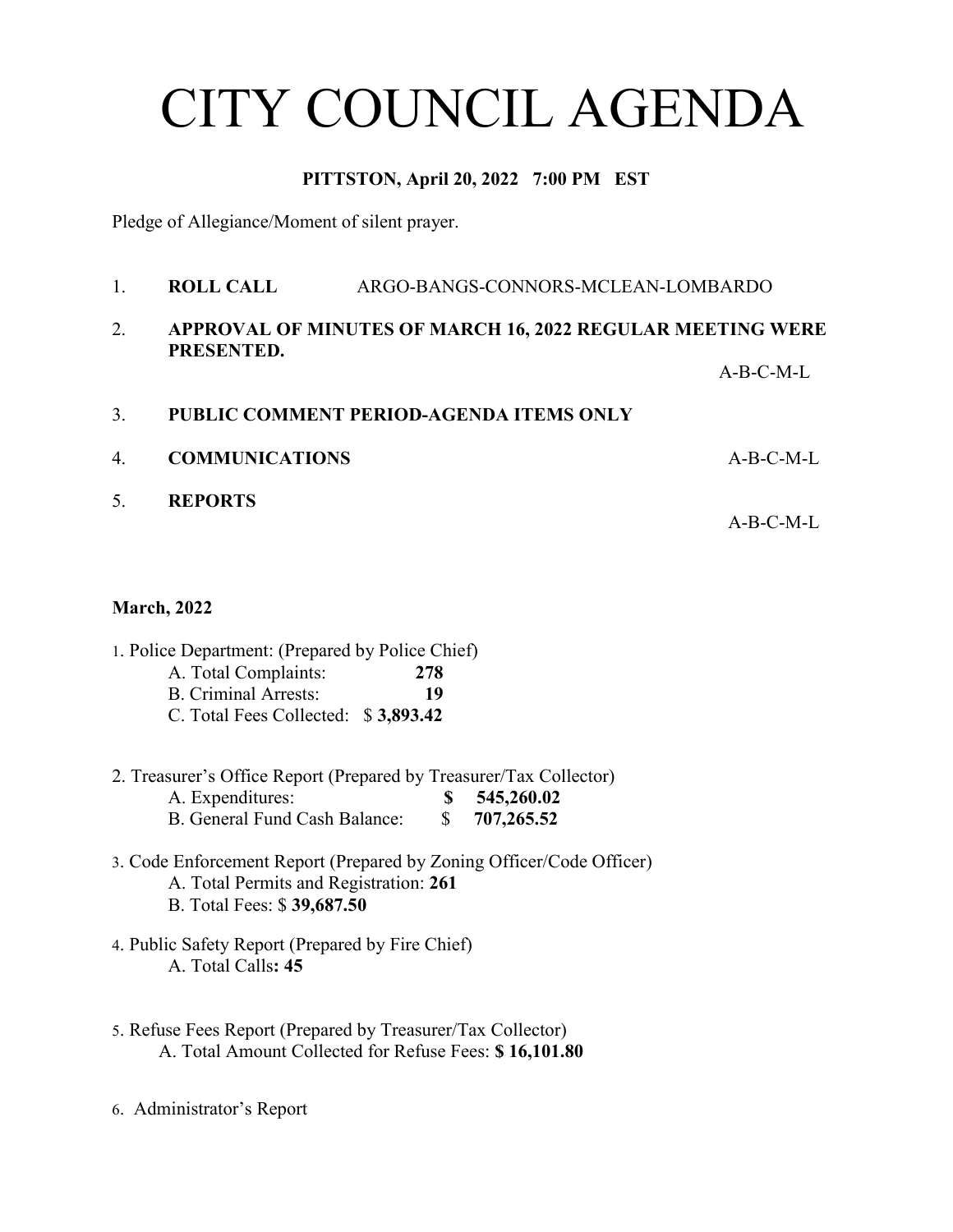# CITY COUNCIL AGENDA

**PITTSTON, April 20, 2022 7:00 PM EST**

Pledge of Allegiance/Moment of silent prayer.

1. **ROLL CALL** ARGO-BANGS-CONNORS-MCLEAN-LOMBARDO

2. **APPROVAL OF MINUTES OF MARCH 16, 2022 REGULAR MEETING WERE PRESENTED.**

   A-B-C-M-L

3. **PUBLIC COMMENT PERIOD-AGENDA ITEMS ONLY**

4. **COMMUNICATIONS** A-B-C-M-L

5. **REPORTS**

   A-B-C-M-L

**March, 2022**

1. Police Department: (Prepared by Police Chief)
   - A. Total Complaints: **278**
   - B. Criminal Arrests: **19**
   - C. Total Fees Collected: $ **3,893.42**

2. Treasurer's Office Report (Prepared by Treasurer/Tax Collector)
   - A. Expenditures: **$ 545,260.02**
   - B. General Fund Cash Balance: $ **707,265.52**

3. Code Enforcement Report (Prepared by Zoning Officer/Code Officer)
   - A. Total Permits and Registration: **261**
   - B. Total Fees: $ **39,687.50**

4. Public Safety Report (Prepared by Fire Chief)
   - A. Total Calls**: 45**

5. Refuse Fees Report (Prepared by Treasurer/Tax Collector)
   - A. Total Amount Collected for Refuse Fees: **$ 16,101.80**

6. Administrator's Report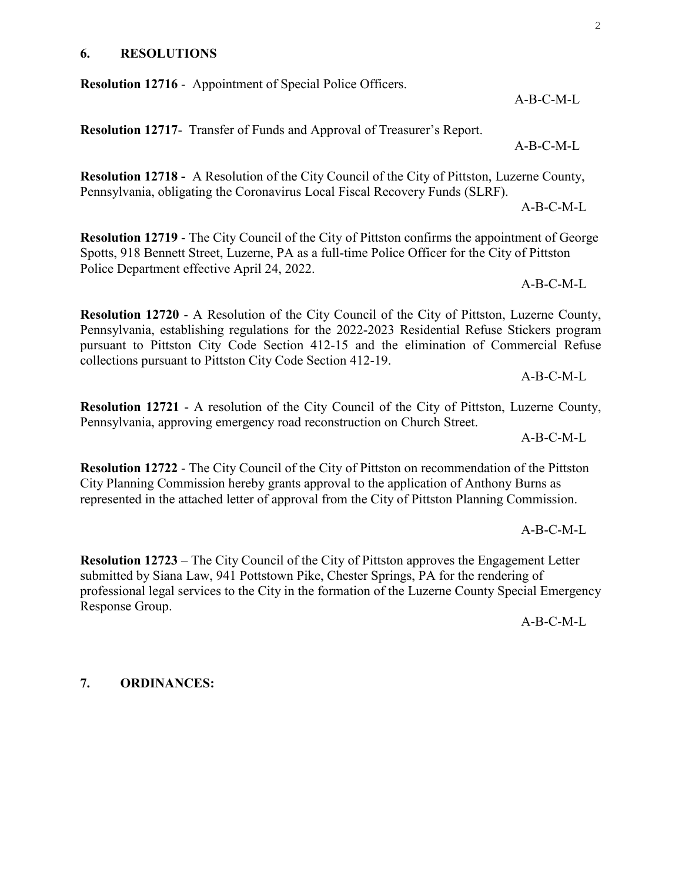## 6. RESOLUTIONS

**Resolution 12716** - Appointment of Special Police Officers.

A-B-C-M-L

**Resolution 12717**- Transfer of Funds and Approval of Treasurer's Report.

A-B-C-M-L

**Resolution 12718 -** A Resolution of the City Council of the City of Pittston, Luzerne County, Pennsylvania, obligating the Coronavirus Local Fiscal Recovery Funds (SLRF).

A-B-C-M-L

**Resolution 12719** - The City Council of the City of Pittston confirms the appointment of George Spotts, 918 Bennett Street, Luzerne, PA as a full-time Police Officer for the City of Pittston Police Department effective April 24, 2022.

A-B-C-M-L

**Resolution 12720** - A Resolution of the City Council of the City of Pittston, Luzerne County, Pennsylvania, establishing regulations for the 2022-2023 Residential Refuse Stickers program pursuant to Pittston City Code Section 412-15 and the elimination of Commercial Refuse collections pursuant to Pittston City Code Section 412-19.

A-B-C-M-L

**Resolution 12721** - A resolution of the City Council of the City of Pittston, Luzerne County, Pennsylvania, approving emergency road reconstruction on Church Street.

A-B-C-M-L

**Resolution 12722** - The City Council of the City of Pittston on recommendation of the Pittston City Planning Commission hereby grants approval to the application of Anthony Burns as represented in the attached letter of approval from the City of Pittston Planning Commission.

A-B-C-M-L

**Resolution 12723** – The City Council of the City of Pittston approves the Engagement Letter submitted by Siana Law, 941 Pottstown Pike, Chester Springs, PA for the rendering of professional legal services to the City in the formation of the Luzerne County Special Emergency Response Group.

A-B-C-M-L

## 7. ORDINANCES: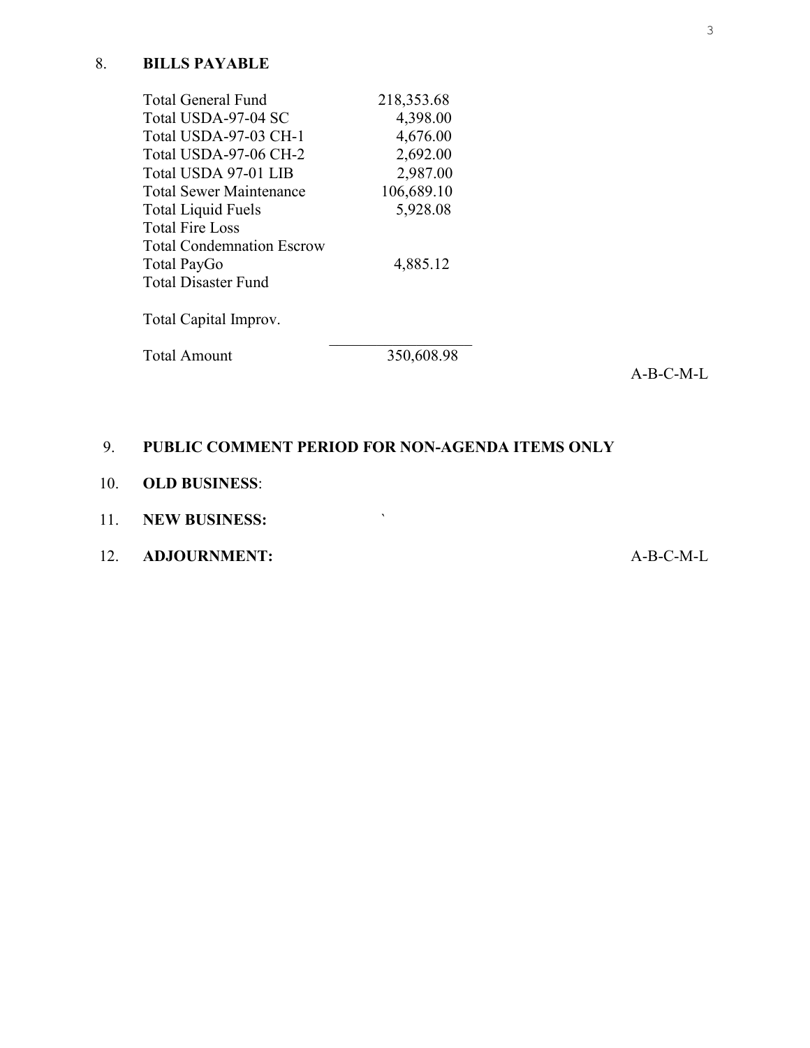8. **BILLS PAYABLE**

| | |
|---|---|
| Total General Fund | 218,353.68 |
| Total USDA-97-04 SC | 4,398.00 |
| Total USDA-97-03 CH-1 | 4,676.00 |
| Total USDA-97-06 CH-2 | 2,692.00 |
| Total USDA 97-01 LIB | 2,987.00 |
| Total Sewer Maintenance | 106,689.10 |
| Total Liquid Fuels | 5,928.08 |
| Total Fire Loss | |
| Total Condemnation Escrow | |
| Total PayGo | 4,885.12 |
| Total Disaster Fund | |
| Total Capital Improv. | |
| Total Amount | 350,608.98 |

A-B-C-M-L

9. **PUBLIC COMMENT PERIOD FOR NON-AGENDA ITEMS ONLY**

10. **OLD BUSINESS**:

11. **NEW BUSINESS:** `

12. **ADJOURNMENT:** A-B-C-M-L